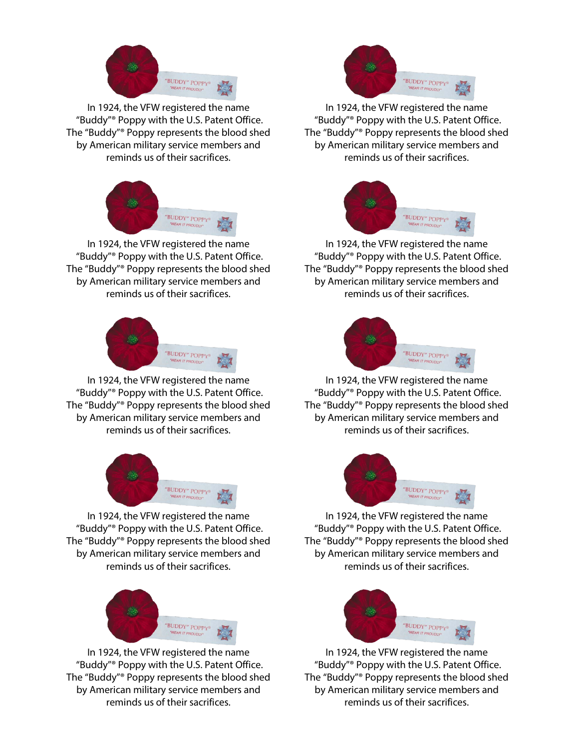In 1924, the VFW registered the name "Buddy"® Poppy with the U.S. Patent Office. The "Buddy"® Poppy represents the blood shed by American military service members and reminds us of their sacrifices.

In 1924, the VFW registered the name "Buddy"® Poppy with the U.S. Patent Office. The "Buddy"® Poppy represents the blood shed by American military service members and reminds us of their sacrifices.

In 1924, the VFW registered the name "Buddy"® Poppy with the U.S. Patent Office. The "Buddy"® Poppy represents the blood shed by American military service members and reminds us of their sacrifices.

In 1924, the VFW registered the name "Buddy"® Poppy with the U.S. Patent Office. The "Buddy"® Poppy represents the blood shed by American military service members and reminds us of their sacrifices.

In 1924, the VFW registered the name "Buddy"® Poppy with the U.S. Patent Office. The "Buddy"® Poppy represents the blood shed by American military service members and reminds us of their sacrifices.

In 1924, the VFW registered the name "Buddy"® Poppy with the U.S. Patent Office. The "Buddy"® Poppy represents the blood shed by American military service members and reminds us of their sacrifices.

In 1924, the VFW registered the name "Buddy"® Poppy with the U.S. Patent Office. The "Buddy"® Poppy represents the blood shed by American military service members and reminds us of their sacrifices.

In 1924, the VFW registered the name "Buddy"® Poppy with the U.S. Patent Office. The "Buddy"® Poppy represents the blood shed by American military service members and reminds us of their sacrifices.

In 1924, the VFW registered the name "Buddy"® Poppy with the U.S. Patent Office. The "Buddy"® Poppy represents the blood shed by American military service members and reminds us of their sacrifices.

In 1924, the VFW registered the name "Buddy"® Poppy with the U.S. Patent Office. The "Buddy"® Poppy represents the blood shed by American military service members and reminds us of their sacrifices.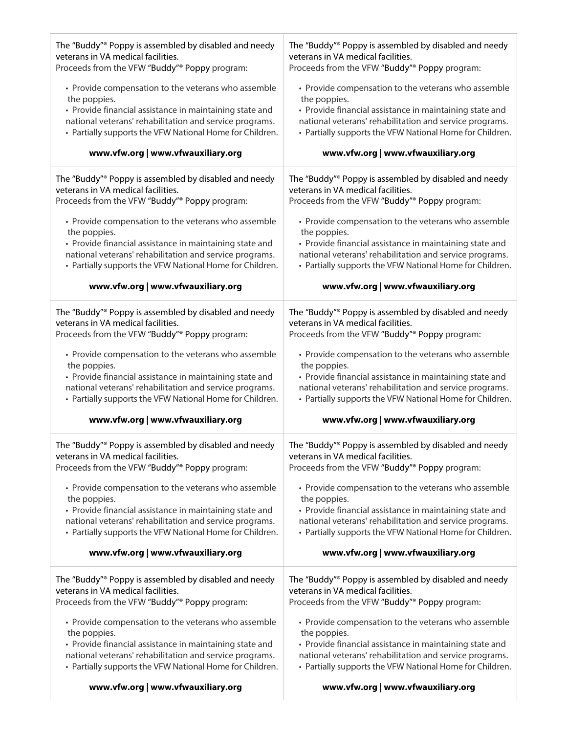The "Buddy"® Poppy is assembled by disabled and needy veterans in VA medical facilities.
Proceeds from the VFW "Buddy"® Poppy program:

- Provide compensation to the veterans who assemble the poppies.
- Provide financial assistance in maintaining state and national veterans' rehabilitation and service programs.
- Partially supports the VFW National Home for Children.

**www.vfw.org | www.vfwauxiliary.org**

---

The "Buddy"® Poppy is assembled by disabled and needy veterans in VA medical facilities.
Proceeds from the VFW "Buddy"® Poppy program:

- Provide compensation to the veterans who assemble the poppies.
- Provide financial assistance in maintaining state and national veterans' rehabilitation and service programs.
- Partially supports the VFW National Home for Children.

**www.vfw.org | www.vfwauxiliary.org**

---

The "Buddy"® Poppy is assembled by disabled and needy veterans in VA medical facilities.
Proceeds from the VFW "Buddy"® Poppy program:

- Provide compensation to the veterans who assemble the poppies.
- Provide financial assistance in maintaining state and national veterans' rehabilitation and service programs.
- Partially supports the VFW National Home for Children.

**www.vfw.org | www.vfwauxiliary.org**

---

The "Buddy"® Poppy is assembled by disabled and needy veterans in VA medical facilities.
Proceeds from the VFW "Buddy"® Poppy program:

- Provide compensation to the veterans who assemble the poppies.
- Provide financial assistance in maintaining state and national veterans' rehabilitation and service programs.
- Partially supports the VFW National Home for Children.

**www.vfw.org | www.vfwauxiliary.org**

---

The "Buddy"® Poppy is assembled by disabled and needy veterans in VA medical facilities.
Proceeds from the VFW "Buddy"® Poppy program:

- Provide compensation to the veterans who assemble the poppies.
- Provide financial assistance in maintaining state and national veterans' rehabilitation and service programs.
- Partially supports the VFW National Home for Children.

**www.vfw.org | www.vfwauxiliary.org**

---

The "Buddy"® Poppy is assembled by disabled and needy veterans in VA medical facilities.
Proceeds from the VFW "Buddy"® Poppy program:

- Provide compensation to the veterans who assemble the poppies.
- Provide financial assistance in maintaining state and national veterans' rehabilitation and service programs.
- Partially supports the VFW National Home for Children.

**www.vfw.org | www.vfwauxiliary.org**

---

The "Buddy"® Poppy is assembled by disabled and needy veterans in VA medical facilities.
Proceeds from the VFW "Buddy"® Poppy program:

- Provide compensation to the veterans who assemble the poppies.
- Provide financial assistance in maintaining state and national veterans' rehabilitation and service programs.
- Partially supports the VFW National Home for Children.

**www.vfw.org | www.vfwauxiliary.org**

---

The "Buddy"® Poppy is assembled by disabled and needy veterans in VA medical facilities.
Proceeds from the VFW "Buddy"® Poppy program:

- Provide compensation to the veterans who assemble the poppies.
- Provide financial assistance in maintaining state and national veterans' rehabilitation and service programs.
- Partially supports the VFW National Home for Children.

**www.vfw.org | www.vfwauxiliary.org**

---

The "Buddy"® Poppy is assembled by disabled and needy veterans in VA medical facilities.
Proceeds from the VFW "Buddy"® Poppy program:

- Provide compensation to the veterans who assemble the poppies.
- Provide financial assistance in maintaining state and national veterans' rehabilitation and service programs.
- Partially supports the VFW National Home for Children.

**www.vfw.org | www.vfwauxiliary.org**

---

The "Buddy"® Poppy is assembled by disabled and needy veterans in VA medical facilities.
Proceeds from the VFW "Buddy"® Poppy program:

- Provide compensation to the veterans who assemble the poppies.
- Provide financial assistance in maintaining state and national veterans' rehabilitation and service programs.
- Partially supports the VFW National Home for Children.

**www.vfw.org | www.vfwauxiliary.org**